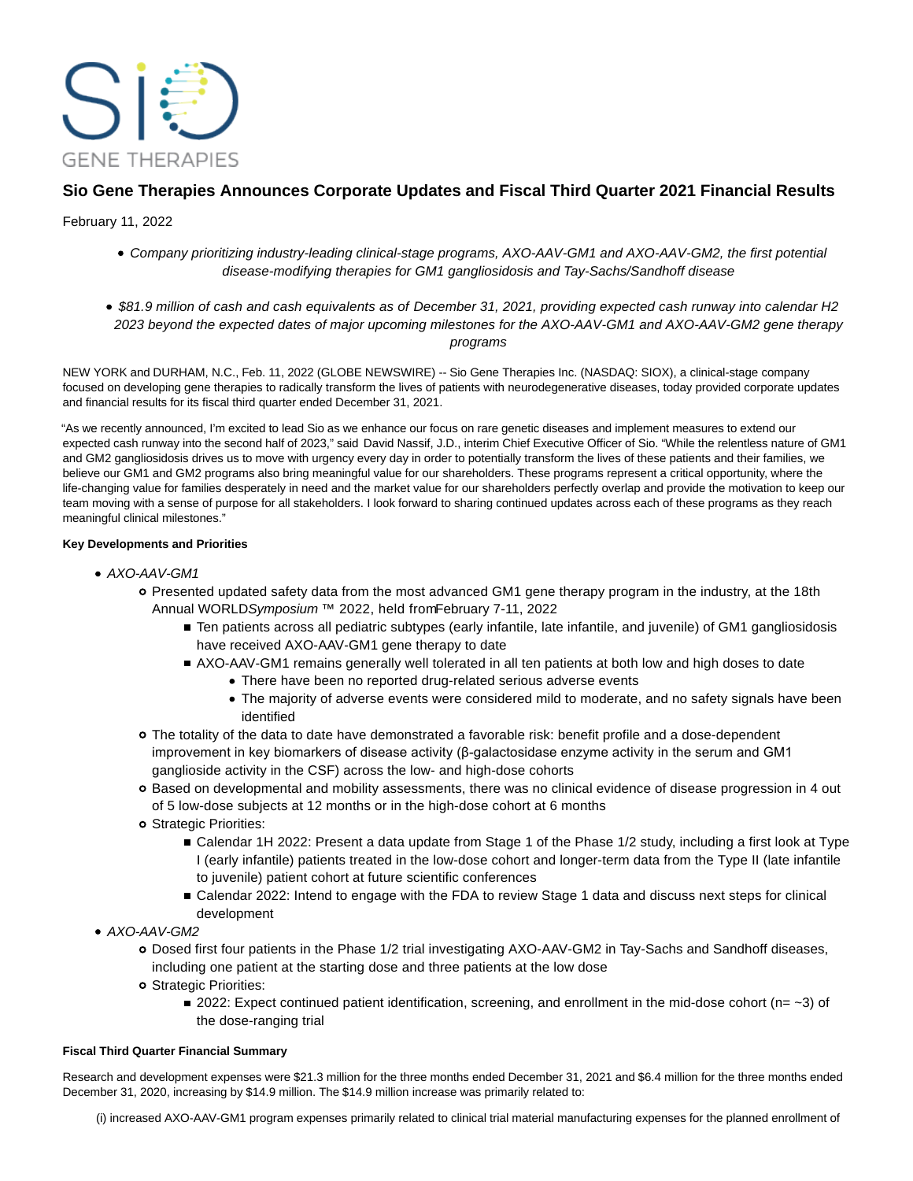# Sio Gene Therapies Announces Corporate Updates and Fiscal Third Quarter 2021 Financial Results

February 11, 2022

- *Company prioritizing industry-leading clinical-stage programs, AXO-AAV-GM1 and AXO-AAV-GM2, the first potential disease-modifying therapies for GM1 gangliosidosis and Tay-Sachs/Sandhoff disease*
- *$81.9 million of cash and cash equivalents as of December 31, 2021, providing expected cash runway into calendar H2 2023 beyond the expected dates of major upcoming milestones for the AXO-AAV-GM1 and AXO-AAV-GM2 gene therapy programs*

NEW YORK and DURHAM, N.C., Feb. 11, 2022 (GLOBE NEWSWIRE) -- Sio Gene Therapies Inc. (NASDAQ: SIOX), a clinical-stage company focused on developing gene therapies to radically transform the lives of patients with neurodegenerative diseases, today provided corporate updates and financial results for its fiscal third quarter ended December 31, 2021.

"As we recently announced, I'm excited to lead Sio as we enhance our focus on rare genetic diseases and implement measures to extend our expected cash runway into the second half of 2023," said David Nassif, J.D., interim Chief Executive Officer of Sio. "While the relentless nature of GM1 and GM2 gangliosidosis drives us to move with urgency every day in order to potentially transform the lives of these patients and their families, we believe our GM1 and GM2 programs also bring meaningful value for our shareholders. These programs represent a critical opportunity, where the life-changing value for families desperately in need and the market value for our shareholders perfectly overlap and provide the motivation to keep our team moving with a sense of purpose for all stakeholders. I look forward to sharing continued updates across each of these programs as they reach meaningful clinical milestones."

**Key Developments and Priorities**

- *AXO-AAV-GM1*
  - Presented updated safety data from the most advanced GM1 gene therapy program in the industry, at the 18th Annual WORLD*Symposium* ™ 2022, held from February 7-11, 2022
    - Ten patients across all pediatric subtypes (early infantile, late infantile, and juvenile) of GM1 gangliosidosis have received AXO-AAV-GM1 gene therapy to date
    - AXO-AAV-GM1 remains generally well tolerated in all ten patients at both low and high doses to date
      - There have been no reported drug-related serious adverse events
      - The majority of adverse events were considered mild to moderate, and no safety signals have been identified
  - The totality of the data to date have demonstrated a favorable risk: benefit profile and a dose-dependent improvement in key biomarkers of disease activity (β-galactosidase enzyme activity in the serum and GM1 ganglioside activity in the CSF) across the low- and high-dose cohorts
  - Based on developmental and mobility assessments, there was no clinical evidence of disease progression in 4 out of 5 low-dose subjects at 12 months or in the high-dose cohort at 6 months
  - Strategic Priorities:
    - Calendar 1H 2022: Present a data update from Stage 1 of the Phase 1/2 study, including a first look at Type I (early infantile) patients treated in the low-dose cohort and longer-term data from the Type II (late infantile to juvenile) patient cohort at future scientific conferences
    - Calendar 2022: Intend to engage with the FDA to review Stage 1 data and discuss next steps for clinical development
- *AXO-AAV-GM2*
  - Dosed first four patients in the Phase 1/2 trial investigating AXO-AAV-GM2 in Tay-Sachs and Sandhoff diseases, including one patient at the starting dose and three patients at the low dose
  - Strategic Priorities:
    - 2022: Expect continued patient identification, screening, and enrollment in the mid-dose cohort (n= ~3) of the dose-ranging trial

**Fiscal Third Quarter Financial Summary**

Research and development expenses were $21.3 million for the three months ended December 31, 2021 and $6.4 million for the three months ended December 31, 2020, increasing by $14.9 million. The $14.9 million increase was primarily related to:

(i) increased AXO-AAV-GM1 program expenses primarily related to clinical trial material manufacturing expenses for the planned enrollment of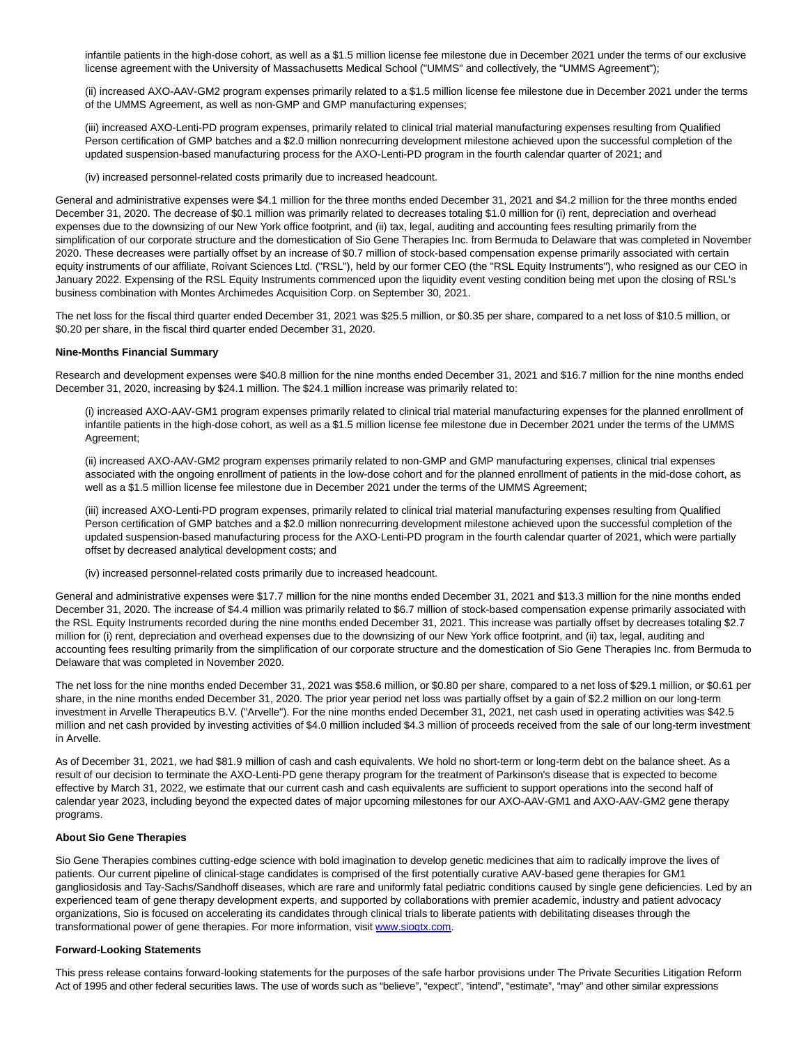infantile patients in the high-dose cohort, as well as a $1.5 million license fee milestone due in December 2021 under the terms of our exclusive license agreement with the University of Massachusetts Medical School ("UMMS" and collectively, the "UMMS Agreement");

(ii) increased AXO-AAV-GM2 program expenses primarily related to a $1.5 million license fee milestone due in December 2021 under the terms of the UMMS Agreement, as well as non-GMP and GMP manufacturing expenses;

(iii) increased AXO-Lenti-PD program expenses, primarily related to clinical trial material manufacturing expenses resulting from Qualified Person certification of GMP batches and a $2.0 million nonrecurring development milestone achieved upon the successful completion of the updated suspension-based manufacturing process for the AXO-Lenti-PD program in the fourth calendar quarter of 2021; and

(iv) increased personnel-related costs primarily due to increased headcount.

General and administrative expenses were $4.1 million for the three months ended December 31, 2021 and $4.2 million for the three months ended December 31, 2020. The decrease of $0.1 million was primarily related to decreases totaling $1.0 million for (i) rent, depreciation and overhead expenses due to the downsizing of our New York office footprint, and (ii) tax, legal, auditing and accounting fees resulting primarily from the simplification of our corporate structure and the domestication of Sio Gene Therapies Inc. from Bermuda to Delaware that was completed in November 2020. These decreases were partially offset by an increase of $0.7 million of stock-based compensation expense primarily associated with certain equity instruments of our affiliate, Roivant Sciences Ltd. ("RSL"), held by our former CEO (the "RSL Equity Instruments"), who resigned as our CEO in January 2022. Expensing of the RSL Equity Instruments commenced upon the liquidity event vesting condition being met upon the closing of RSL's business combination with Montes Archimedes Acquisition Corp. on September 30, 2021.

The net loss for the fiscal third quarter ended December 31, 2021 was $25.5 million, or $0.35 per share, compared to a net loss of $10.5 million, or $0.20 per share, in the fiscal third quarter ended December 31, 2020.

**Nine-Months Financial Summary**

Research and development expenses were $40.8 million for the nine months ended December 31, 2021 and $16.7 million for the nine months ended December 31, 2020, increasing by $24.1 million. The $24.1 million increase was primarily related to:

(i) increased AXO-AAV-GM1 program expenses primarily related to clinical trial material manufacturing expenses for the planned enrollment of infantile patients in the high-dose cohort, as well as a $1.5 million license fee milestone due in December 2021 under the terms of the UMMS Agreement;

(ii) increased AXO-AAV-GM2 program expenses primarily related to non-GMP and GMP manufacturing expenses, clinical trial expenses associated with the ongoing enrollment of patients in the low-dose cohort and for the planned enrollment of patients in the mid-dose cohort, as well as a $1.5 million license fee milestone due in December 2021 under the terms of the UMMS Agreement;

(iii) increased AXO-Lenti-PD program expenses, primarily related to clinical trial material manufacturing expenses resulting from Qualified Person certification of GMP batches and a $2.0 million nonrecurring development milestone achieved upon the successful completion of the updated suspension-based manufacturing process for the AXO-Lenti-PD program in the fourth calendar quarter of 2021, which were partially offset by decreased analytical development costs; and

(iv) increased personnel-related costs primarily due to increased headcount.

General and administrative expenses were $17.7 million for the nine months ended December 31, 2021 and $13.3 million for the nine months ended December 31, 2020. The increase of $4.4 million was primarily related to $6.7 million of stock-based compensation expense primarily associated with the RSL Equity Instruments recorded during the nine months ended December 31, 2021. This increase was partially offset by decreases totaling $2.7 million for (i) rent, depreciation and overhead expenses due to the downsizing of our New York office footprint, and (ii) tax, legal, auditing and accounting fees resulting primarily from the simplification of our corporate structure and the domestication of Sio Gene Therapies Inc. from Bermuda to Delaware that was completed in November 2020.

The net loss for the nine months ended December 31, 2021 was $58.6 million, or $0.80 per share, compared to a net loss of $29.1 million, or $0.61 per share, in the nine months ended December 31, 2020. The prior year period net loss was partially offset by a gain of $2.2 million on our long-term investment in Arvelle Therapeutics B.V. ("Arvelle"). For the nine months ended December 31, 2021, net cash used in operating activities was $42.5 million and net cash provided by investing activities of $4.0 million included $4.3 million of proceeds received from the sale of our long-term investment in Arvelle.

As of December 31, 2021, we had $81.9 million of cash and cash equivalents. We hold no short-term or long-term debt on the balance sheet. As a result of our decision to terminate the AXO-Lenti-PD gene therapy program for the treatment of Parkinson's disease that is expected to become effective by March 31, 2022, we estimate that our current cash and cash equivalents are sufficient to support operations into the second half of calendar year 2023, including beyond the expected dates of major upcoming milestones for our AXO-AAV-GM1 and AXO-AAV-GM2 gene therapy programs.

**About Sio Gene Therapies**

Sio Gene Therapies combines cutting-edge science with bold imagination to develop genetic medicines that aim to radically improve the lives of patients. Our current pipeline of clinical-stage candidates is comprised of the first potentially curative AAV-based gene therapies for GM1 gangliosidosis and Tay-Sachs/Sandhoff diseases, which are rare and uniformly fatal pediatric conditions caused by single gene deficiencies. Led by an experienced team of gene therapy development experts, and supported by collaborations with premier academic, industry and patient advocacy organizations, Sio is focused on accelerating its candidates through clinical trials to liberate patients with debilitating diseases through the transformational power of gene therapies. For more information, visit www.siogtx.com.

**Forward-Looking Statements**

This press release contains forward-looking statements for the purposes of the safe harbor provisions under The Private Securities Litigation Reform Act of 1995 and other federal securities laws. The use of words such as "believe", "expect", "intend", "estimate", "may" and other similar expressions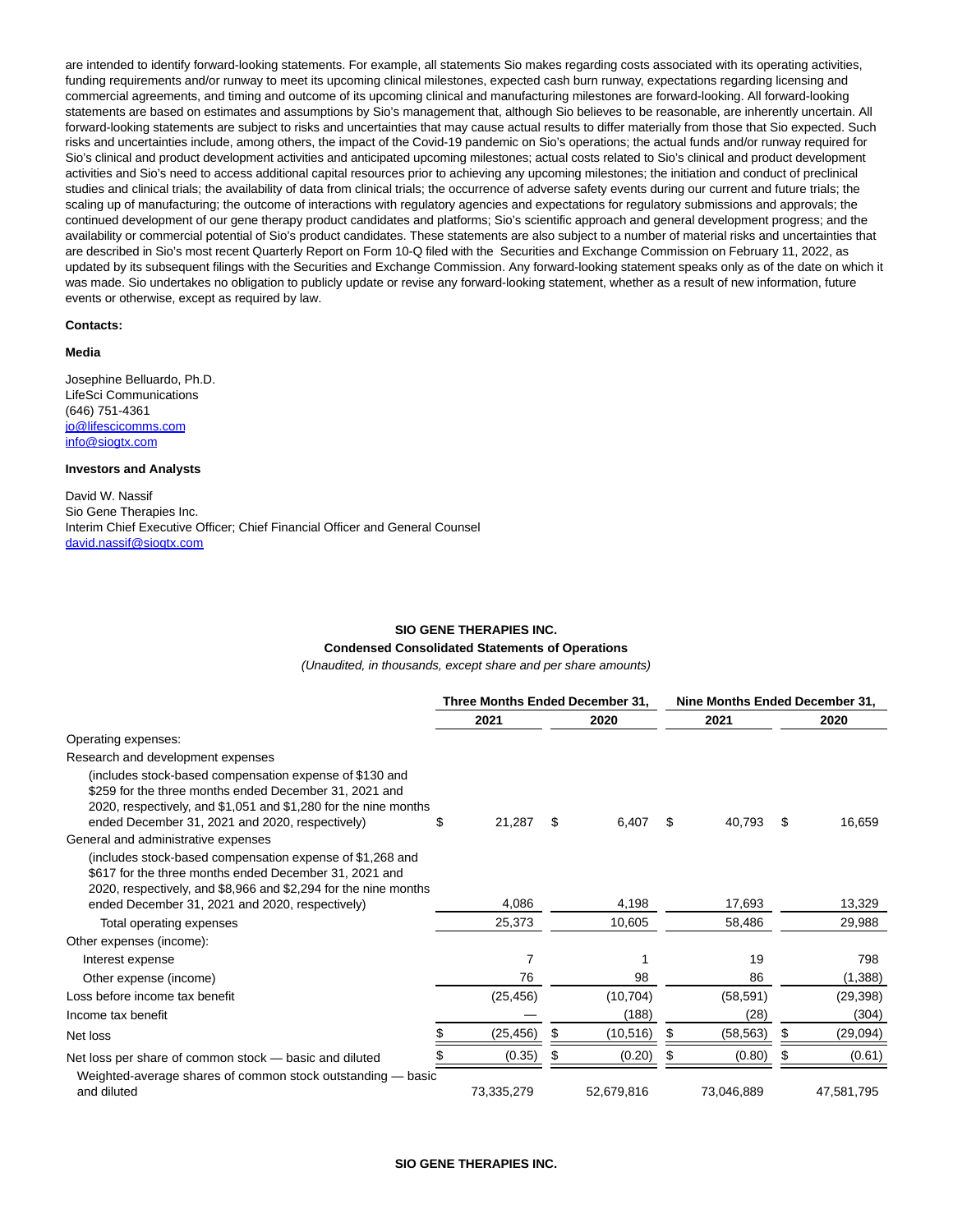are intended to identify forward-looking statements. For example, all statements Sio makes regarding costs associated with its operating activities, funding requirements and/or runway to meet its upcoming clinical milestones, expected cash burn runway, expectations regarding licensing and commercial agreements, and timing and outcome of its upcoming clinical and manufacturing milestones are forward-looking. All forward-looking statements are based on estimates and assumptions by Sio's management that, although Sio believes to be reasonable, are inherently uncertain. All forward-looking statements are subject to risks and uncertainties that may cause actual results to differ materially from those that Sio expected. Such risks and uncertainties include, among others, the impact of the Covid-19 pandemic on Sio's operations; the actual funds and/or runway required for Sio's clinical and product development activities and anticipated upcoming milestones; actual costs related to Sio's clinical and product development activities and Sio's need to access additional capital resources prior to achieving any upcoming milestones; the initiation and conduct of preclinical studies and clinical trials; the availability of data from clinical trials; the occurrence of adverse safety events during our current and future trials; the scaling up of manufacturing; the outcome of interactions with regulatory agencies and expectations for regulatory submissions and approvals; the continued development of our gene therapy product candidates and platforms; Sio's scientific approach and general development progress; and the availability or commercial potential of Sio's product candidates. These statements are also subject to a number of material risks and uncertainties that are described in Sio's most recent Quarterly Report on Form 10-Q filed with the Securities and Exchange Commission on February 11, 2022, as updated by its subsequent filings with the Securities and Exchange Commission. Any forward-looking statement speaks only as of the date on which it was made. Sio undertakes no obligation to publicly update or revise any forward-looking statement, whether as a result of new information, future events or otherwise, except as required by law.

**Contacts:**

**Media**

Josephine Belluardo, Ph.D.
LifeSci Communications
(646) 751-4361
jo@lifescicomms.com
info@siogtx.com

**Investors and Analysts**

David W. Nassif
Sio Gene Therapies Inc.
Interim Chief Executive Officer; Chief Financial Officer and General Counsel
david.nassif@siogtx.com

**SIO GENE THERAPIES INC.**

**Condensed Consolidated Statements of Operations**

*(Unaudited, in thousands, except share and per share amounts)*

| | Three Months Ended December 31, | | Nine Months Ended December 31, | |
|---|---|---|---|---|
| | **2021** | **2020** | **2021** | **2020** |
| Operating expenses: | | | | |
| Research and development expenses | | | | |
| (includes stock-based compensation expense of $130 and $259 for the three months ended December 31, 2021 and 2020, respectively, and $1,051 and $1,280 for the nine months ended December 31, 2021 and 2020, respectively) | $ 21,287 | $ 6,407 | $ 40,793 | $ 16,659 |
| General and administrative expenses | | | | |
| (includes stock-based compensation expense of $1,268 and $617 for the three months ended December 31, 2021 and 2020, respectively, and $8,966 and $2,294 for the nine months ended December 31, 2021 and 2020, respectively) | 4,086 | 4,198 | 17,693 | 13,329 |
| Total operating expenses | 25,373 | 10,605 | 58,486 | 29,988 |
| Other expenses (income): | | | | |
| Interest expense | 7 | 1 | 19 | 798 |
| Other expense (income) | 76 | 98 | 86 | (1,388) |
| Loss before income tax benefit | (25,456) | (10,704) | (58,591) | (29,398) |
| Income tax benefit | — | (188) | (28) | (304) |
| Net loss | $ (25,456) | $ (10,516) | $ (58,563) | $ (29,094) |
| Net loss per share of common stock — basic and diluted | $ (0.35) | $ (0.20) | $ (0.80) | $ (0.61) |
| Weighted-average shares of common stock outstanding — basic and diluted | 73,335,279 | 52,679,816 | 73,046,889 | 47,581,795 |

**SIO GENE THERAPIES INC.**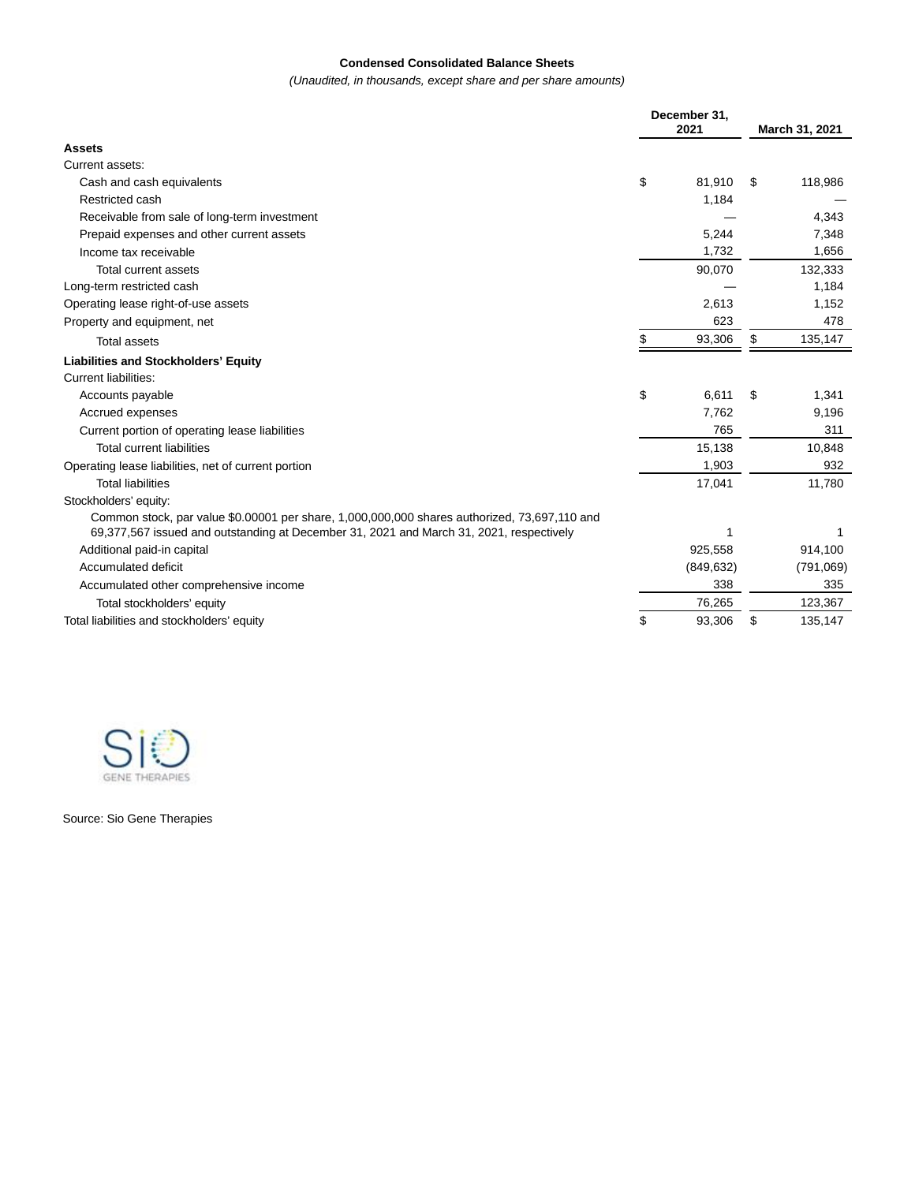**Condensed Consolidated Balance Sheets**

*(Unaudited, in thousands, except share and per share amounts)*

| | December 31, 2021 | March 31, 2021 |
|---|---|---|
| **Assets** | | |
| Current assets: | | |
| Cash and cash equivalents | $ 81,910 | $ 118,986 |
| Restricted cash | 1,184 | — |
| Receivable from sale of long-term investment | — | 4,343 |
| Prepaid expenses and other current assets | 5,244 | 7,348 |
| Income tax receivable | 1,732 | 1,656 |
| Total current assets | 90,070 | 132,333 |
| Long-term restricted cash | — | 1,184 |
| Operating lease right-of-use assets | 2,613 | 1,152 |
| Property and equipment, net | 623 | 478 |
| Total assets | $ 93,306 | $ 135,147 |
| **Liabilities and Stockholders' Equity** | | |
| Current liabilities: | | |
| Accounts payable | $ 6,611 | $ 1,341 |
| Accrued expenses | 7,762 | 9,196 |
| Current portion of operating lease liabilities | 765 | 311 |
| Total current liabilities | 15,138 | 10,848 |
| Operating lease liabilities, net of current portion | 1,903 | 932 |
| Total liabilities | 17,041 | 11,780 |
| Stockholders' equity: | | |
| Common stock, par value $0.00001 per share, 1,000,000,000 shares authorized, 73,697,110 and 69,377,567 issued and outstanding at December 31, 2021 and March 31, 2021, respectively | 1 | 1 |
| Additional paid-in capital | 925,558 | 914,100 |
| Accumulated deficit | (849,632) | (791,069) |
| Accumulated other comprehensive income | 338 | 335 |
| Total stockholders' equity | 76,265 | 123,367 |
| Total liabilities and stockholders' equity | $ 93,306 | $ 135,147 |

SIO GENE THERAPIES

Source: Sio Gene Therapies